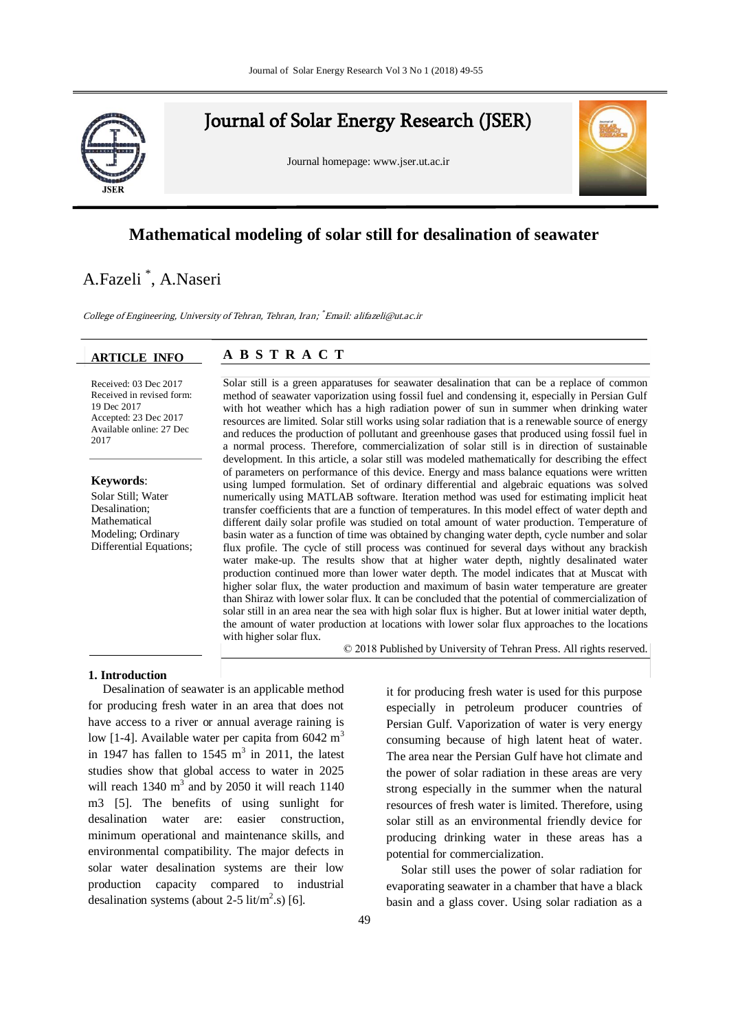# Journal of Solar Energy Research (JSER)

Journal homepage: www.jser.ut.ac.ir

## Mathematical modeling of solar still for desalination of seawater

A.Fazeli *, A.Naseri

*College of Engineering, University of Tehran, Tehran, Iran; *Email: alifazeli@ut.ac.ir*

**ARTICLE INFO**

Received: 03 Dec 2017
Received in revised form: 19 Dec 2017
Accepted: 23 Dec 2017
Available online: 27 Dec 2017

**Keywords**:
Solar Still; Water Desalination; Mathematical Modeling; Ordinary Differential Equations;

**A B S T R A C T**

Solar still is a green apparatuses for seawater desalination that can be a replace of common method of seawater vaporization using fossil fuel and condensing it, especially in Persian Gulf with hot weather which has a high radiation power of sun in summer when drinking water resources are limited. Solar still works using solar radiation that is a renewable source of energy and reduces the production of pollutant and greenhouse gases that produced using fossil fuel in a normal process. Therefore, commercialization of solar still is in direction of sustainable development. In this article, a solar still was modeled mathematically for describing the effect of parameters on performance of this device. Energy and mass balance equations were written using lumped formulation. Set of ordinary differential and algebraic equations was solved numerically using MATLAB software. Iteration method was used for estimating implicit heat transfer coefficients that are a function of temperatures. In this model effect of water depth and different daily solar profile was studied on total amount of water production. Temperature of basin water as a function of time was obtained by changing water depth, cycle number and solar flux profile. The cycle of still process was continued for several days without any brackish water make-up. The results show that at higher water depth, nightly desalinated water production continued more than lower water depth. The model indicates that at Muscat with higher solar flux, the water production and maximum of basin water temperature are greater than Shiraz with lower solar flux. It can be concluded that the potential of commercialization of solar still in an area near the sea with high solar flux is higher. But at lower initial water depth, the amount of water production at locations with lower solar flux approaches to the locations with higher solar flux.

© 2018 Published by University of Tehran Press. All rights reserved.

### 1. Introduction

Desalination of seawater is an applicable method for producing fresh water in an area that does not have access to a river or annual average raining is low [1-4]. Available water per capita from 6042 $m^3$ in 1947 has fallen to 1545 $m^3$ in 2011, the latest studies show that global access to water in 2025 will reach 1340 $m^3$ and by 2050 it will reach 1140 m3 [5]. The benefits of using sunlight for desalination water are: easier construction, minimum operational and maintenance skills, and environmental compatibility. The major defects in solar water desalination systems are their low production capacity compared to industrial desalination systems (about 2-5 lit/$m^2$.s) [6].

it for producing fresh water is used for this purpose especially in petroleum producer countries of Persian Gulf. Vaporization of water is very energy consuming because of high latent heat of water. The area near the Persian Gulf have hot climate and the power of solar radiation in these areas are very strong especially in the summer when the natural resources of fresh water is limited. Therefore, using solar still as an environmental friendly device for producing drinking water in these areas has a potential for commercialization.

Solar still uses the power of solar radiation for evaporating seawater in a chamber that have a black basin and a glass cover. Using solar radiation as a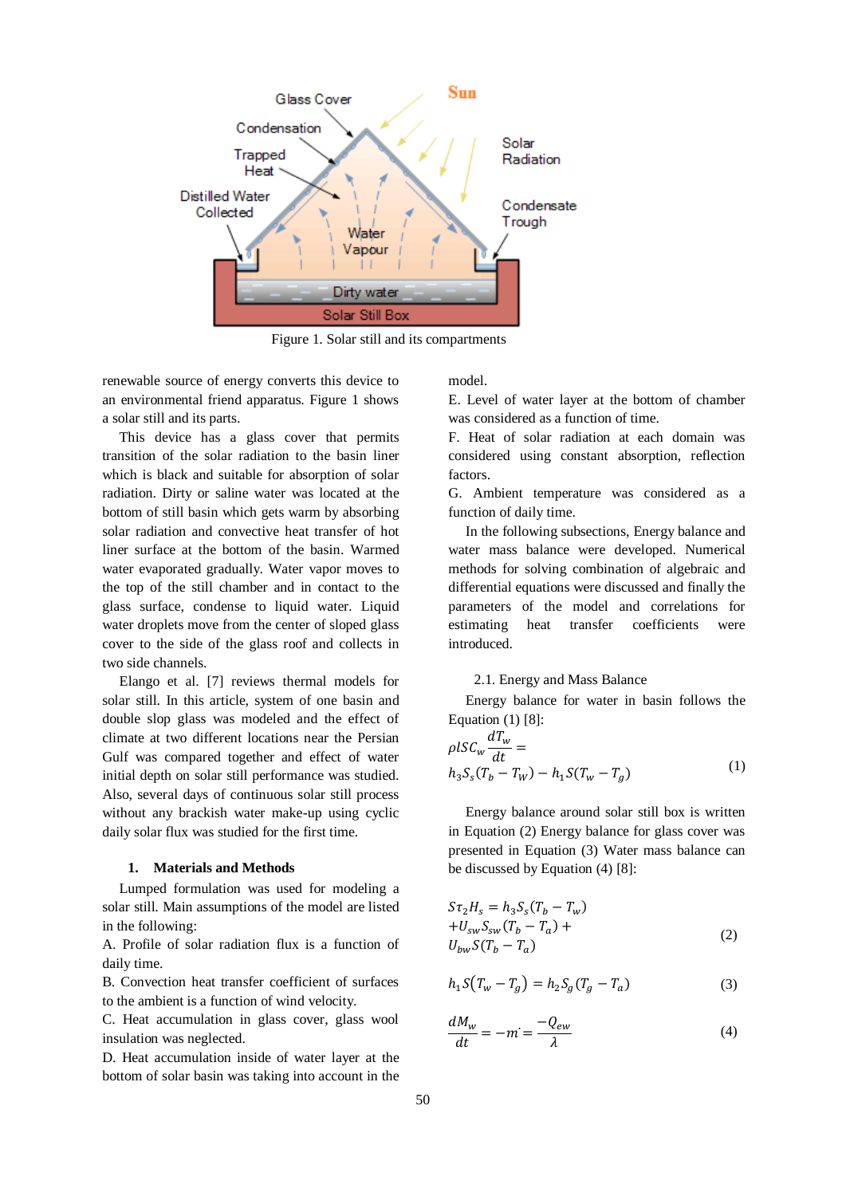Figure 1. Solar still and its compartments

renewable source of energy converts this device to an environmental friend apparatus. Figure 1 shows a solar still and its parts.

This device has a glass cover that permits transition of the solar radiation to the basin liner which is black and suitable for absorption of solar radiation. Dirty or saline water was located at the bottom of still basin which gets warm by absorbing solar radiation and convective heat transfer of hot liner surface at the bottom of the basin. Warmed water evaporated gradually. Water vapor moves to the top of the still chamber and in contact to the glass surface, condense to liquid water. Liquid water droplets move from the center of sloped glass cover to the side of the glass roof and collects in two side channels.

Elango et al. [7] reviews thermal models for solar still. In this article, system of one basin and double slop glass was modeled and the effect of climate at two different locations near the Persian Gulf was compared together and effect of water initial depth on solar still performance was studied. Also, several days of continuous solar still process without any brackish water make-up using cyclic daily solar flux was studied for the first time.

## 1. Materials and Methods

Lumped formulation was used for modeling a solar still. Main assumptions of the model are listed in the following:

A. Profile of solar radiation flux is a function of daily time.
B. Convection heat transfer coefficient of surfaces to the ambient is a function of wind velocity.
C. Heat accumulation in glass cover, glass wool insulation was neglected.
D. Heat accumulation inside of water layer at the bottom of solar basin was taking into account in the model.
E. Level of water layer at the bottom of chamber was considered as a function of time.
F. Heat of solar radiation at each domain was considered using constant absorption, reflection factors.
G. Ambient temperature was considered as a function of daily time.

In the following subsections, Energy balance and water mass balance were developed. Numerical methods for solving combination of algebraic and differential equations were discussed and finally the parameters of the model and correlations for estimating heat transfer coefficients were introduced.

### 2.1. Energy and Mass Balance

Energy balance for water in basin follows the Equation (1) [8]:

$$\rho l S C_w \frac{dT_w}{dt} = h_3 S_s (T_b - T_W) - h_1 S (T_w - T_g) \tag{1}$$

Energy balance around solar still box is written in Equation (2) Energy balance for glass cover was presented in Equation (3) Water mass balance can be discussed by Equation (4) [8]:

$$S\tau_2 H_s = h_3 S_s (T_b - T_w) + U_{sw} S_{sw} (T_b - T_a) + U_{bw} S (T_b - T_a) \tag{2}$$

$$h_1 S (T_w - T_g) = h_2 S_g (T_g - T_a) \tag{3}$$

$$\frac{dM_w}{dt} = -m^{\cdot} = \frac{-Q_{ew}}{\lambda} \tag{4}$$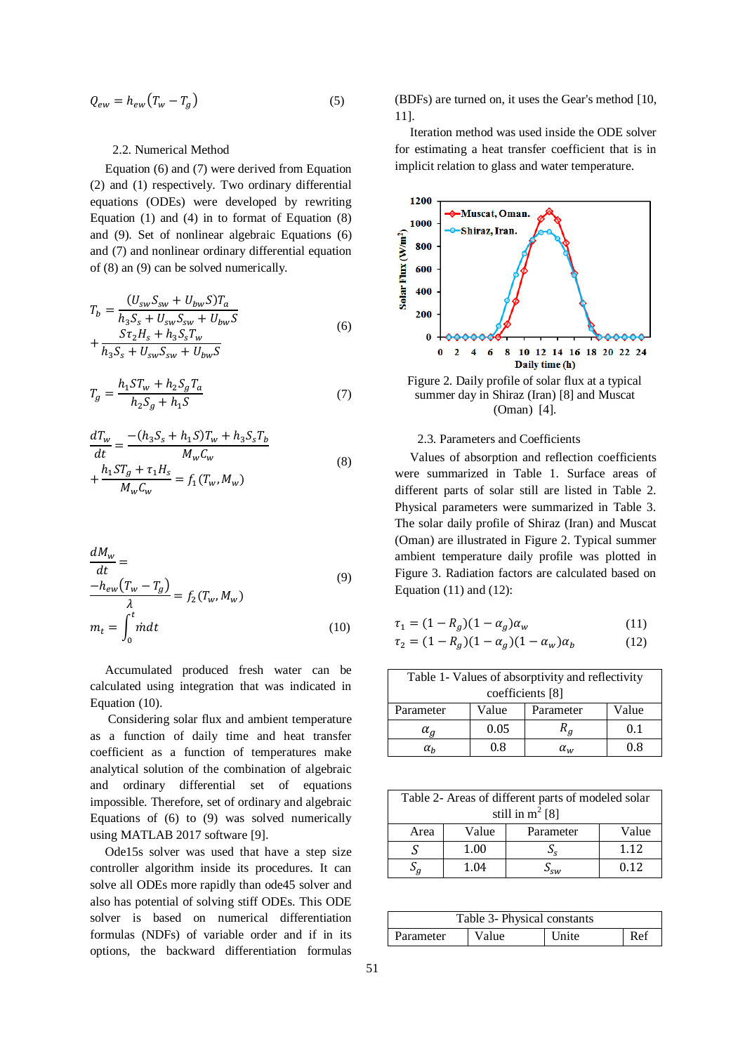$$Q_{ew} = h_{ew}(T_w - T_g) \quad (5)$$

### 2.2. Numerical Method

Equation (6) and (7) were derived from Equation (2) and (1) respectively. Two ordinary differential equations (ODEs) were developed by rewriting Equation (1) and (4) in to format of Equation (8) and (9). Set of nonlinear algebraic Equations (6) and (7) and nonlinear ordinary differential equation of (8) an (9) can be solved numerically.

$$T_b = \frac{(U_{sw}S_{sw} + U_{bw}S)T_a}{h_3S_s + U_{sw}S_{sw} + U_{bw}S} + \frac{S\tau_2 H_s + h_3S_sT_w}{h_3S_s + U_{sw}S_{sw} + U_{bw}S} \quad (6)$$

$$T_g = \frac{h_1ST_w + h_2S_gT_a}{h_2S_g + h_1S} \quad (7)$$

$$\frac{dT_w}{dt} = \frac{-(h_3S_s + h_1S)T_w + h_3S_sT_b}{M_wC_w} + \frac{h_1ST_g + \tau_1H_s}{M_wC_w} = f_1(T_w, M_w) \quad (8)$$

$$\frac{dM_w}{dt} = \frac{-h_{ew}(T_w - T_g)}{\lambda} = f_2(T_w, M_w) \quad (9)$$

$$m_t = \int_0^t \dot{m}dt \quad (10)$$

Accumulated produced fresh water can be calculated using integration that was indicated in Equation (10).

Considering solar flux and ambient temperature as a function of daily time and heat transfer coefficient as a function of temperatures make analytical solution of the combination of algebraic and ordinary differential set of equations impossible. Therefore, set of ordinary and algebraic Equations of (6) to (9) was solved numerically using MATLAB 2017 software [9].

Ode15s solver was used that have a step size controller algorithm inside its procedures. It can solve all ODEs more rapidly than ode45 solver and also has potential of solving stiff ODEs. This ODE solver is based on numerical differentiation formulas (NDFs) of variable order and if in its options, the backward differentiation formulas (BDFs) are turned on, it uses the Gear's method [10, 11].

Iteration method was used inside the ODE solver for estimating a heat transfer coefficient that is in implicit relation to glass and water temperature.

Figure 2. Daily profile of solar flux at a typical summer day in Shiraz (Iran) [8] and Muscat (Oman) [4].

### 2.3. Parameters and Coefficients

Values of absorption and reflection coefficients were summarized in Table 1. Surface areas of different parts of solar still are listed in Table 2. Physical parameters were summarized in Table 3. The solar daily profile of Shiraz (Iran) and Muscat (Oman) are illustrated in Figure 2. Typical summer ambient temperature daily profile was plotted in Figure 3. Radiation factors are calculated based on Equation (11) and (12):

$$\tau_1 = (1 - R_g)(1 - \alpha_g)\alpha_w \quad (11)$$

$$\tau_2 = (1 - R_g)(1 - \alpha_g)(1 - \alpha_w)\alpha_b \quad (12)$$

Table 1- Values of absorptivity and reflectivity coefficients [8]

| Parameter | Value | Parameter | Value |
|---|---|---|---|
| $\alpha_g$ | 0.05 | $R_g$ | 0.1 |
| $\alpha_b$ | 0.8 | $\alpha_w$ | 0.8 |

Table 2- Areas of different parts of modeled solar still in m$^2$ [8]

| Area | Value | Parameter | Value |
|---|---|---|---|
| $S$ | 1.00 | $S_s$ | 1.12 |
| $S_g$ | 1.04 | $S_{sw}$ | 0.12 |

Table 3- Physical constants

| Parameter | Value | Unite | Ref |
|---|---|---|---|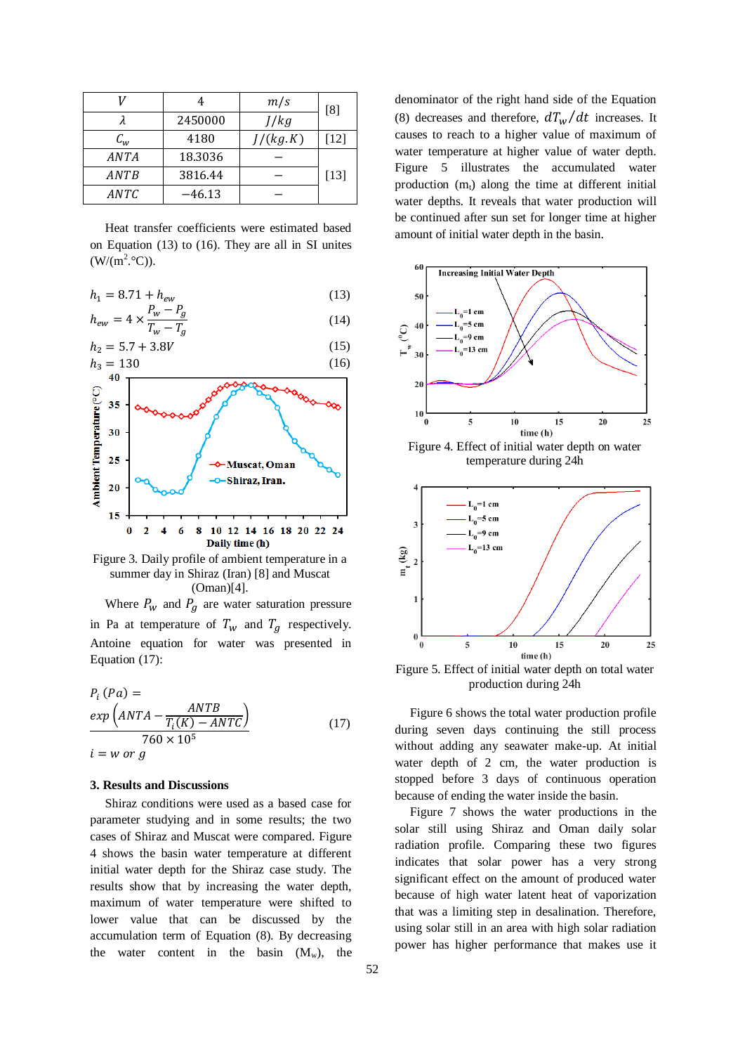| $V$ | 4 | $m/s$ | [8] |
|---|---|---|---|
| $\lambda$ | 2450000 | $J/kg$ | |
| $C_w$ | 4180 | $J/(kg.K)$ | [12] |
| $ANTA$ | 18.3036 | $-$ | [13] |
| $ANTB$ | 3816.44 | $-$ | |
| $ANTC$ | $-46.13$ | $-$ | |

Heat transfer coefficients were estimated based on Equation (13) to (16). They are all in SI unites (W/(m$^2$.°C)).

$$h_1 = 8.71 + h_{ew} \tag{13}$$

$$h_{ew} = 4 \times \frac{P_w - P_g}{T_w - T_g} \tag{14}$$

$$h_2 = 5.7 + 3.8V \tag{15}$$

$$h_3 = 130 \tag{16}$$

Figure 3. Daily profile of ambient temperature in a summer day in Shiraz (Iran) [8] and Muscat (Oman)[4].

Where $P_w$ and $P_g$ are water saturation pressure in Pa at temperature of $T_w$ and $T_g$ respectively. Antoine equation for water was presented in Equation (17):

$$P_i\,(Pa) = \frac{exp\left(ANTA - \dfrac{ANTB}{T_i(K) - ANTC}\right)}{760 \times 10^5} \tag{17}$$

$i = w \; or \; g$

### 3. Results and Discussions

Shiraz conditions were used as a based case for parameter studying and in some results; the two cases of Shiraz and Muscat were compared. Figure 4 shows the basin water temperature at different initial water depth for the Shiraz case study. The results show that by increasing the water depth, maximum of water temperature were shifted to lower value that can be discussed by the accumulation term of Equation (8). By decreasing the water content in the basin ($M_w$), the denominator of the right hand side of the Equation (8) decreases and therefore, $dT_w/dt$ increases. It causes to reach to a higher value of maximum of water temperature at higher value of water depth. Figure 5 illustrates the accumulated water production ($m_t$) along the time at different initial water depths. It reveals that water production will be continued after sun set for longer time at higher amount of initial water depth in the basin.

Figure 4. Effect of initial water depth on water temperature during 24h

Figure 5. Effect of initial water depth on total water production during 24h

Figure 6 shows the total water production profile during seven days continuing the still process without adding any seawater make-up. At initial water depth of 2 cm, the water production is stopped before 3 days of continuous operation because of ending the water inside the basin.

Figure 7 shows the water productions in the solar still using Shiraz and Oman daily solar radiation profile. Comparing these two figures indicates that solar power has a very strong significant effect on the amount of produced water because of high water latent heat of vaporization that was a limiting step in desalination. Therefore, using solar still in an area with high solar radiation power has higher performance that makes use it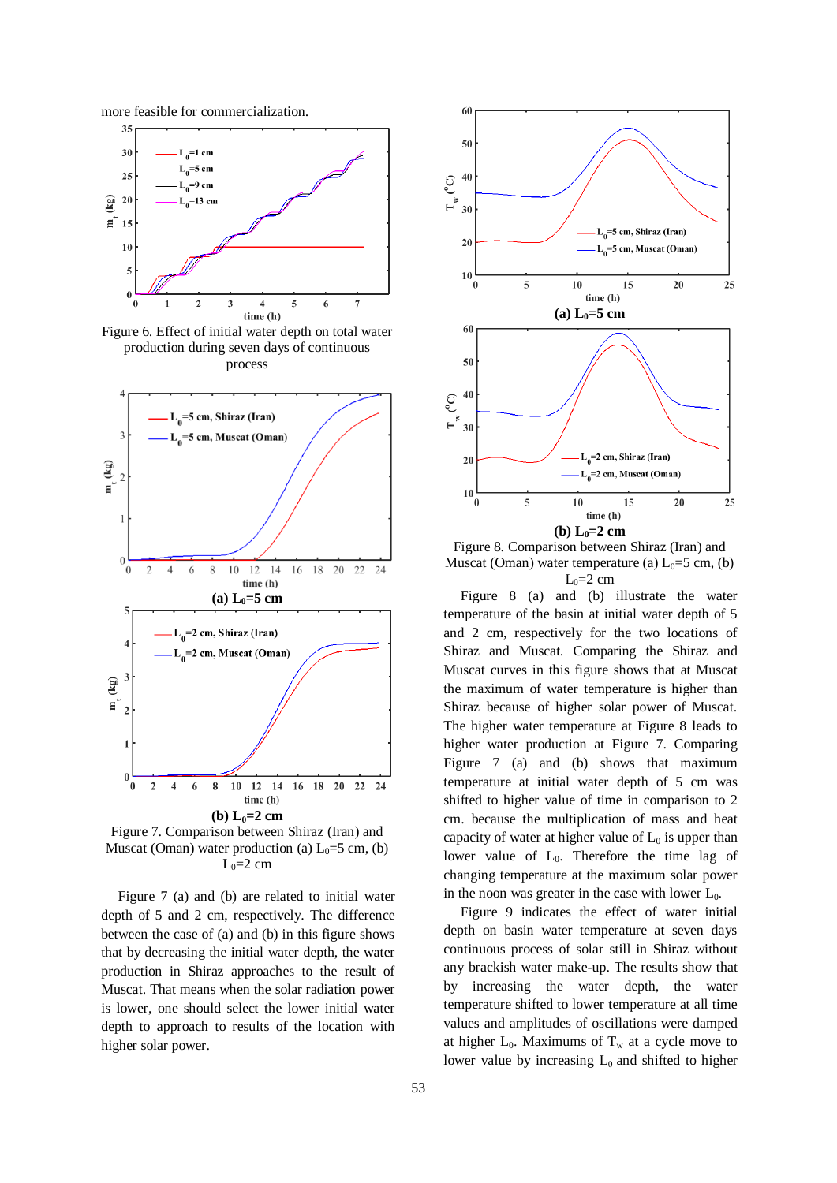more feasible for commercialization.

Figure 6. Effect of initial water depth on total water production during seven days of continuous process

(a) $L_0$=5 cm

(b) $L_0$=2 cm

Figure 7. Comparison between Shiraz (Iran) and Muscat (Oman) water production (a) $L_0$=5 cm, (b) $L_0$=2 cm

Figure 7 (a) and (b) are related to initial water depth of 5 and 2 cm, respectively. The difference between the case of (a) and (b) in this figure shows that by decreasing the initial water depth, the water production in Shiraz approaches to the result of Muscat. That means when the solar radiation power is lower, one should select the lower initial water depth to approach to results of the location with higher solar power.

(a) $L_0$=5 cm

(b) $L_0$=2 cm

Figure 8. Comparison between Shiraz (Iran) and Muscat (Oman) water temperature (a) $L_0$=5 cm, (b) $L_0$=2 cm

Figure 8 (a) and (b) illustrate the water temperature of the basin at initial water depth of 5 and 2 cm, respectively for the two locations of Shiraz and Muscat. Comparing the Shiraz and Muscat curves in this figure shows that at Muscat the maximum of water temperature is higher than Shiraz because of higher solar power of Muscat. The higher water temperature at Figure 8 leads to higher water production at Figure 7. Comparing Figure 7 (a) and (b) shows that maximum temperature at initial water depth of 5 cm was shifted to higher value of time in comparison to 2 cm. because the multiplication of mass and heat capacity of water at higher value of $L_0$ is upper than lower value of $L_0$. Therefore the time lag of changing temperature at the maximum solar power in the noon was greater in the case with lower $L_0$.

Figure 9 indicates the effect of water initial depth on basin water temperature at seven days continuous process of solar still in Shiraz without any brackish water make-up. The results show that by increasing the water depth, the water temperature shifted to lower temperature at all time values and amplitudes of oscillations were damped at higher $L_0$. Maximums of $T_w$ at a cycle move to lower value by increasing $L_0$ and shifted to higher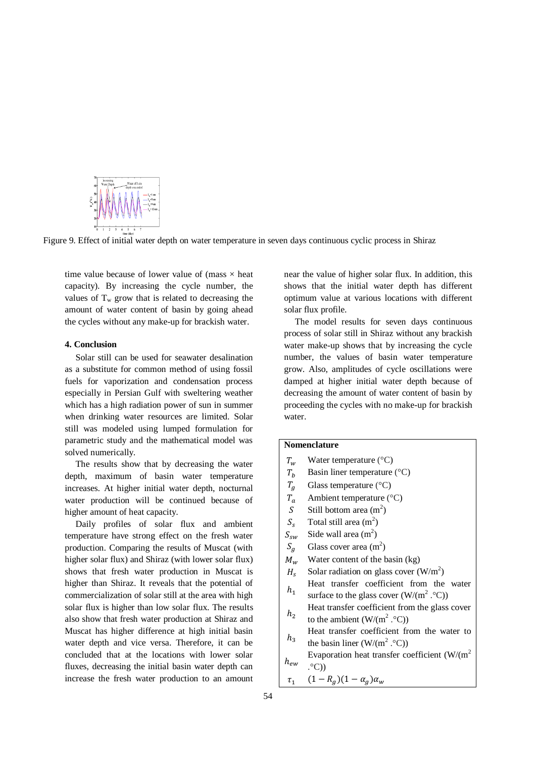Figure 9. Effect of initial water depth on water temperature in seven days continuous cyclic process in Shiraz

time value because of lower value of (mass × heat capacity). By increasing the cycle number, the values of $T_w$ grow that is related to decreasing the amount of water content of basin by going ahead the cycles without any make-up for brackish water.

#### 4. Conclusion

Solar still can be used for seawater desalination as a substitute for common method of using fossil fuels for vaporization and condensation process especially in Persian Gulf with sweltering weather which has a high radiation power of sun in summer when drinking water resources are limited. Solar still was modeled using lumped formulation for parametric study and the mathematical model was solved numerically.

The results show that by decreasing the water depth, maximum of basin water temperature increases. At higher initial water depth, nocturnal water production will be continued because of higher amount of heat capacity.

Daily profiles of solar flux and ambient temperature have strong effect on the fresh water production. Comparing the results of Muscat (with higher solar flux) and Shiraz (with lower solar flux) shows that fresh water production in Muscat is higher than Shiraz. It reveals that the potential of commercialization of solar still at the area with high solar flux is higher than low solar flux. The results also show that fresh water production at Shiraz and Muscat has higher difference at high initial basin water depth and vice versa. Therefore, it can be concluded that at the locations with lower solar fluxes, decreasing the initial basin water depth can increase the fresh water production to an amount near the value of higher solar flux. In addition, this shows that the initial water depth has different optimum value at various locations with different solar flux profile.

The model results for seven days continuous process of solar still in Shiraz without any brackish water make-up shows that by increasing the cycle number, the values of basin water temperature grow. Also, amplitudes of cycle oscillations were damped at higher initial water depth because of decreasing the amount of water content of basin by proceeding the cycles with no make-up for brackish water.

**Nomenclature**

| Symbol | Description |
|---|---|
| $T_w$ | Water temperature (°C) |
| $T_b$ | Basin liner temperature (°C) |
| $T_g$ | Glass temperature (°C) |
| $T_a$ | Ambient temperature (°C) |
| $S$ | Still bottom area ($m^2$) |
| $S_s$ | Total still area ($m^2$) |
| $S_{sw}$ | Side wall area ($m^2$) |
| $S_g$ | Glass cover area ($m^2$) |
| $M_w$ | Water content of the basin (kg) |
| $H_s$ | Solar radiation on glass cover ($W/m^2$) |
| $h_1$ | Heat transfer coefficient from the water surface to the glass cover ($W/(m^2.°C)$) |
| $h_2$ | Heat transfer coefficient from the glass cover to the ambient ($W/(m^2.°C)$) |
| $h_3$ | Heat transfer coefficient from the water to the basin liner ($W/(m^2.°C)$) |
| $h_{ew}$ | Evaporation heat transfer coefficient ($W/(m^2.°C)$) |
| $\tau_1$ | $(1-R_g)(1-\alpha_g)\alpha_w$ |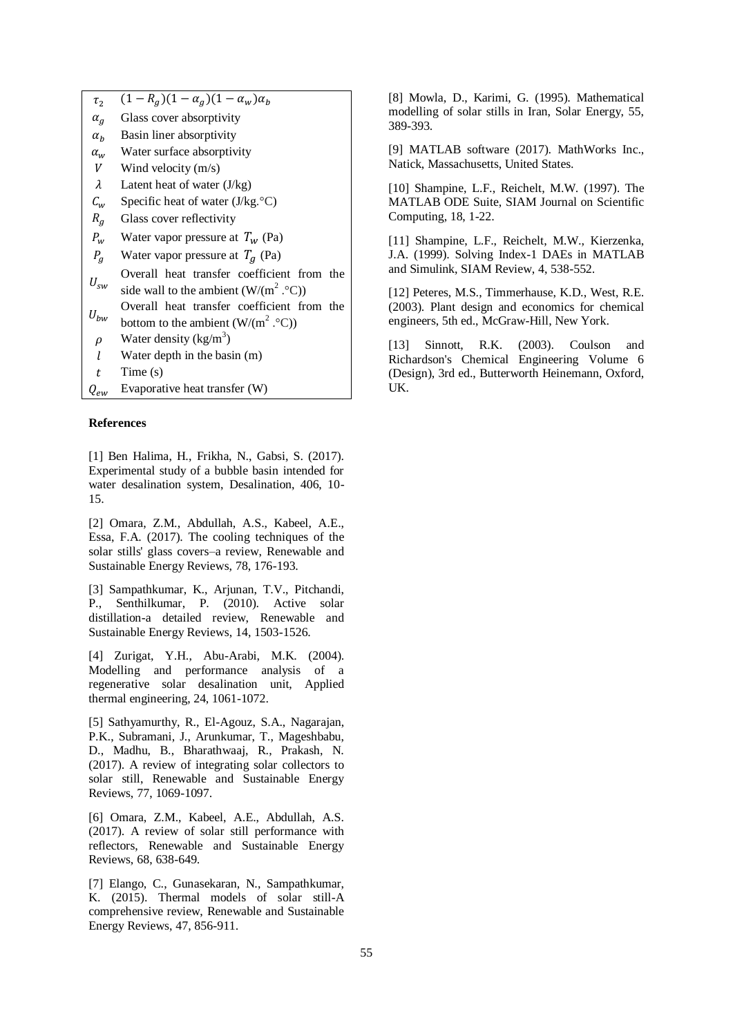| | |
|---|---|
| $\tau_2$ | $(1 - R_g)(1 - \alpha_g)(1 - \alpha_w)\alpha_b$ |
| $\alpha_g$ | Glass cover absorptivity |
| $\alpha_b$ | Basin liner absorptivity |
| $\alpha_w$ | Water surface absorptivity |
| $V$ | Wind velocity (m/s) |
| $\lambda$ | Latent heat of water (J/kg) |
| $C_w$ | Specific heat of water (J/kg.°C) |
| $R_g$ | Glass cover reflectivity |
| $P_w$ | Water vapor pressure at $T_w$ (Pa) |
| $P_g$ | Water vapor pressure at $T_g$ (Pa) |
| $U_{sw}$ | Overall heat transfer coefficient from the side wall to the ambient (W/(m$^2$.°C)) |
| $U_{bw}$ | Overall heat transfer coefficient from the bottom to the ambient (W/(m$^2$.°C)) |
| $\rho$ | Water density (kg/m$^3$) |
| $l$ | Water depth in the basin (m) |
| $t$ | Time (s) |
| $Q_{ew}$ | Evaporative heat transfer (W) |

**References**

[1] Ben Halima, H., Frikha, N., Gabsi, S. (2017). Experimental study of a bubble basin intended for water desalination system, Desalination, 406, 10-15.

[2] Omara, Z.M., Abdullah, A.S., Kabeel, A.E., Essa, F.A. (2017). The cooling techniques of the solar stills' glass covers–a review, Renewable and Sustainable Energy Reviews, 78, 176-193.

[3] Sampathkumar, K., Arjunan, T.V., Pitchandi, P., Senthilkumar, P. (2010). Active solar distillation-a detailed review, Renewable and Sustainable Energy Reviews, 14, 1503-1526.

[4] Zurigat, Y.H., Abu-Arabi, M.K. (2004). Modelling and performance analysis of a regenerative solar desalination unit, Applied thermal engineering, 24, 1061-1072.

[5] Sathyamurthy, R., El-Agouz, S.A., Nagarajan, P.K., Subramani, J., Arunkumar, T., Mageshbabu, D., Madhu, B., Bharathwaaj, R., Prakash, N. (2017). A review of integrating solar collectors to solar still, Renewable and Sustainable Energy Reviews, 77, 1069-1097.

[6] Omara, Z.M., Kabeel, A.E., Abdullah, A.S. (2017). A review of solar still performance with reflectors, Renewable and Sustainable Energy Reviews, 68, 638-649.

[7] Elango, C., Gunasekaran, N., Sampathkumar, K. (2015). Thermal models of solar still-A comprehensive review, Renewable and Sustainable Energy Reviews, 47, 856-911.

[8] Mowla, D., Karimi, G. (1995). Mathematical modelling of solar stills in Iran, Solar Energy, 55, 389-393.

[9] MATLAB software (2017). MathWorks Inc., Natick, Massachusetts, United States.

[10] Shampine, L.F., Reichelt, M.W. (1997). The MATLAB ODE Suite, SIAM Journal on Scientific Computing, 18, 1-22.

[11] Shampine, L.F., Reichelt, M.W., Kierzenka, J.A. (1999). Solving Index-1 DAEs in MATLAB and Simulink, SIAM Review, 4, 538-552.

[12] Peteres, M.S., Timmerhause, K.D., West, R.E. (2003). Plant design and economics for chemical engineers, 5th ed., McGraw-Hill, New York.

[13] Sinnott, R.K. (2003). Coulson and Richardson's Chemical Engineering Volume 6 (Design), 3rd ed., Butterworth Heinemann, Oxford, UK.